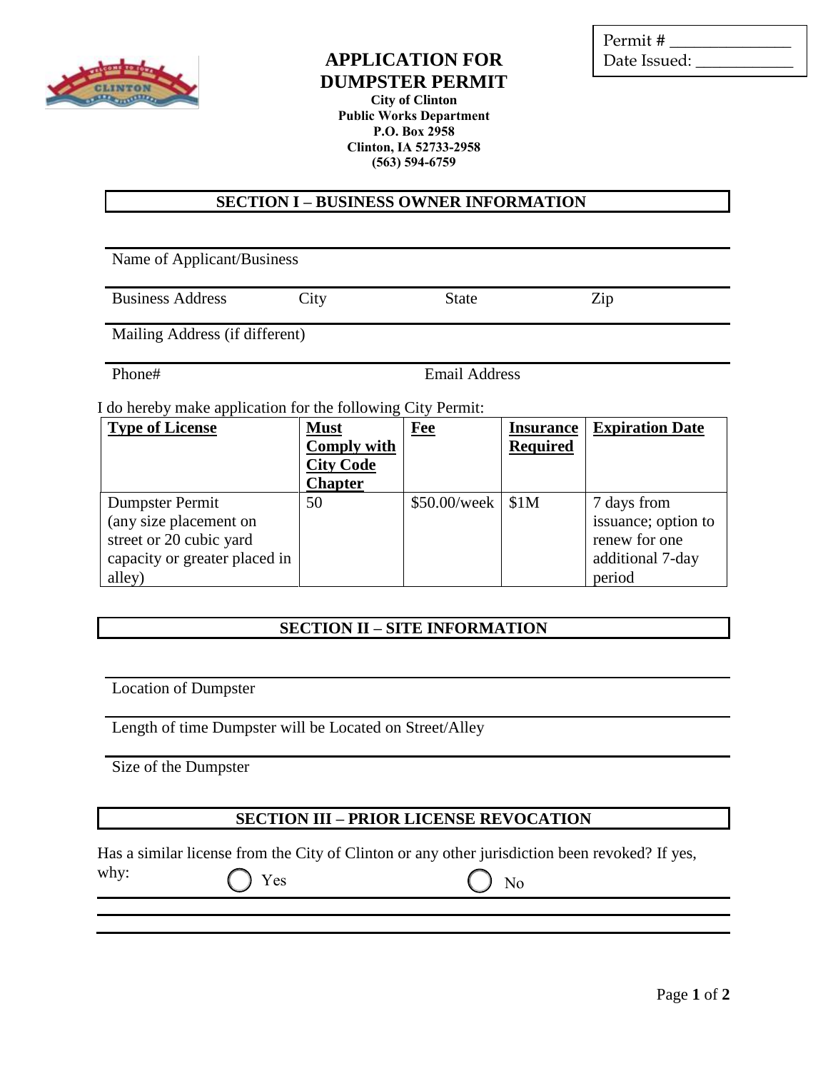Permit # ______________
Date Issued: ____________

# APPLICATION FOR DUMPSTER PERMIT

**City of Clinton**
**Public Works Department**
**P.O. Box 2958**
**Clinton, IA 52733-2958**
**(563) 594-6759**

## SECTION I – BUSINESS OWNER INFORMATION

Name of Applicant/Business

Business Address | City | State | Zip

Mailing Address (if different)

Phone# | Email Address

I do hereby make application for the following City Permit:

| **Type of License** | **Must Comply with City Code Chapter** | **Fee** | **Insurance Required** | **Expiration Date** |
|---|---|---|---|---|
| Dumpster Permit (any size placement on street or 20 cubic yard capacity or greater placed in alley) | 50 | $50.00/week | $1M | 7 days from issuance; option to renew for one additional 7-day period |

## SECTION II – SITE INFORMATION

Location of Dumpster

Length of time Dumpster will be Located on Street/Alley

Size of the Dumpster

## SECTION III – PRIOR LICENSE REVOCATION

Has a similar license from the City of Clinton or any other jurisdiction been revoked? If yes, why:

○ Yes ○ No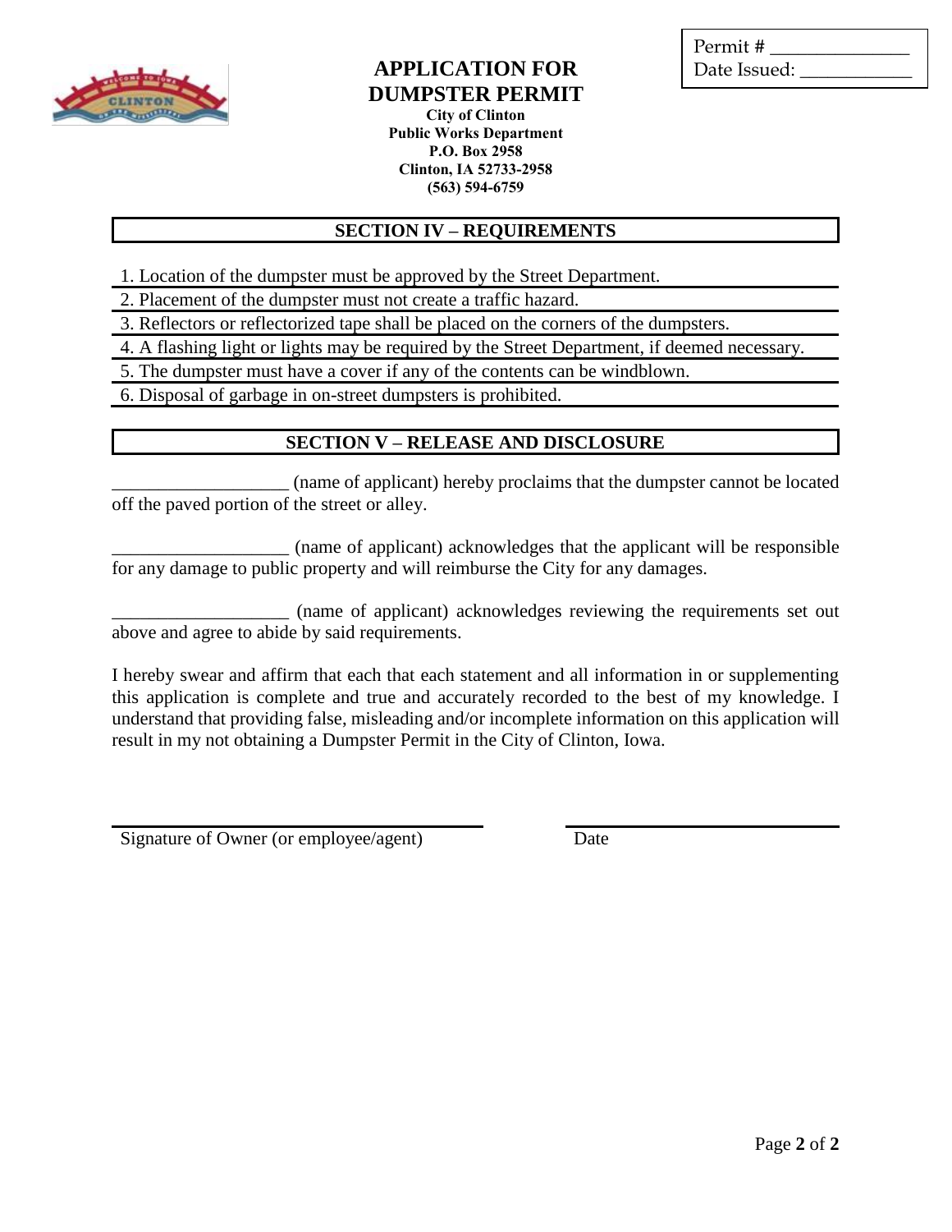Permit # ______________
Date Issued: ___________

# APPLICATION FOR DUMPSTER PERMIT

**City of Clinton**
**Public Works Department**
**P.O. Box 2958**
**Clinton, IA 52733-2958**
**(563) 594-6759**

## SECTION IV – REQUIREMENTS

1. Location of the dumpster must be approved by the Street Department.
2. Placement of the dumpster must not create a traffic hazard.
3. Reflectors or reflectorized tape shall be placed on the corners of the dumpsters.
4. A flashing light or lights may be required by the Street Department, if deemed necessary.
5. The dumpster must have a cover if any of the contents can be windblown.
6. Disposal of garbage in on-street dumpsters is prohibited.

## SECTION V – RELEASE AND DISCLOSURE

___________________ (name of applicant) hereby proclaims that the dumpster cannot be located off the paved portion of the street or alley.

___________________ (name of applicant) acknowledges that the applicant will be responsible for any damage to public property and will reimburse the City for any damages.

___________________ (name of applicant) acknowledges reviewing the requirements set out above and agree to abide by said requirements.

I hereby swear and affirm that each that each statement and all information in or supplementing this application is complete and true and accurately recorded to the best of my knowledge. I understand that providing false, misleading and/or incomplete information on this application will result in my not obtaining a Dumpster Permit in the City of Clinton, Iowa.

_______________________________ Signature of Owner (or employee/agent)

_______________________________ Date